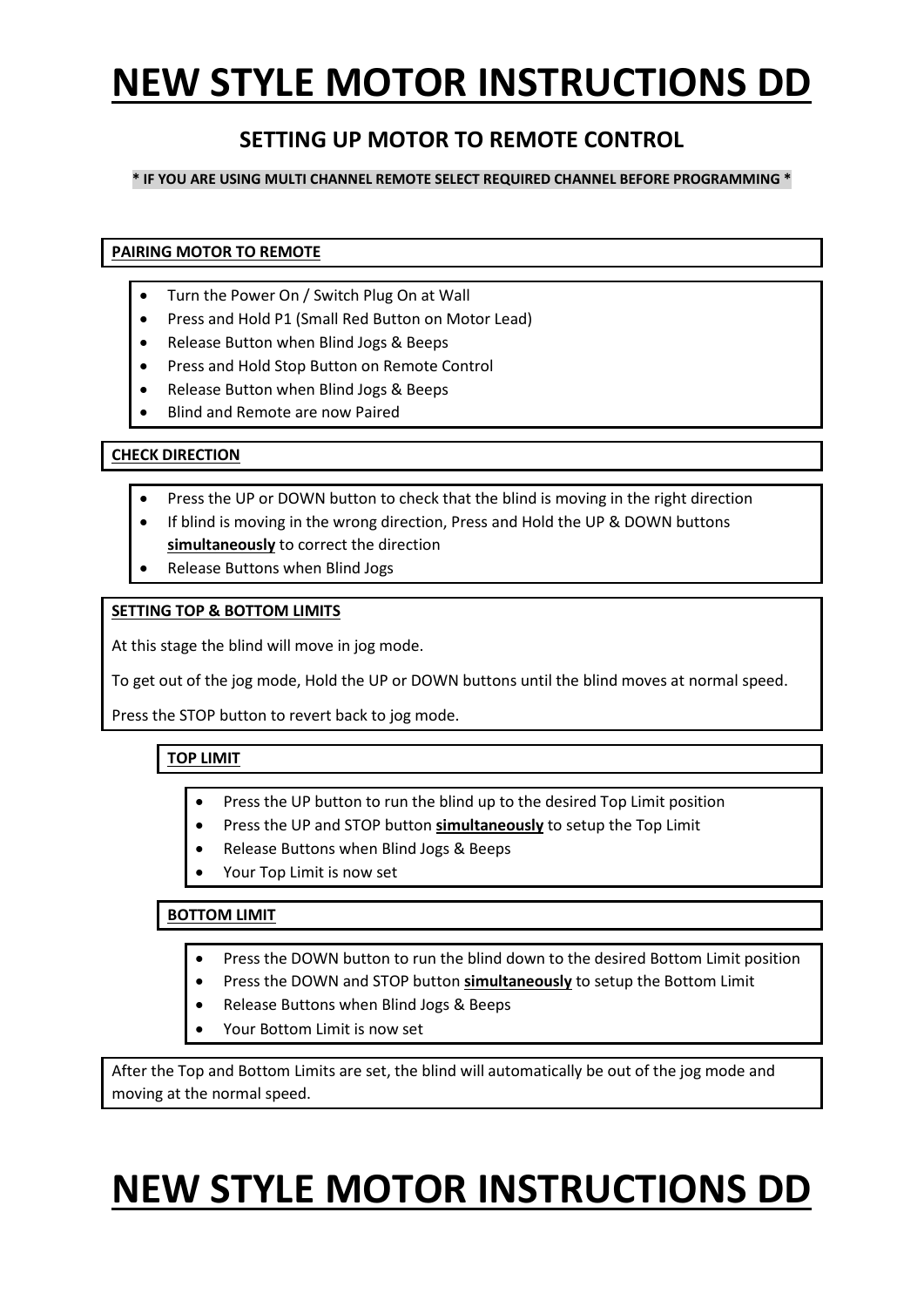# NEW STYLE MOTOR INSTRUCTIONS DD

## SETTING UP MOTOR TO REMOTE CONTROL

**\* IF YOU ARE USING MULTI CHANNEL REMOTE SELECT REQUIRED CHANNEL BEFORE PROGRAMMING \***

### PAIRING MOTOR TO REMOTE

- Turn the Power On / Switch Plug On at Wall
- Press and Hold P1 (Small Red Button on Motor Lead)
- Release Button when Blind Jogs & Beeps
- Press and Hold Stop Button on Remote Control
- Release Button when Blind Jogs & Beeps
- Blind and Remote are now Paired

### CHECK DIRECTION

- Press the UP or DOWN button to check that the blind is moving in the right direction
- If blind is moving in the wrong direction, Press and Hold the UP & DOWN buttons **simultaneously** to correct the direction
- Release Buttons when Blind Jogs

### SETTING TOP & BOTTOM LIMITS

At this stage the blind will move in jog mode.

To get out of the jog mode, Hold the UP or DOWN buttons until the blind moves at normal speed.

Press the STOP button to revert back to jog mode.

#### TOP LIMIT

- Press the UP button to run the blind up to the desired Top Limit position
- Press the UP and STOP button **simultaneously** to setup the Top Limit
- Release Buttons when Blind Jogs & Beeps
- Your Top Limit is now set

#### BOTTOM LIMIT

- Press the DOWN button to run the blind down to the desired Bottom Limit position
- Press the DOWN and STOP button **simultaneously** to setup the Bottom Limit
- Release Buttons when Blind Jogs & Beeps
- Your Bottom Limit is now set

After the Top and Bottom Limits are set, the blind will automatically be out of the jog mode and moving at the normal speed.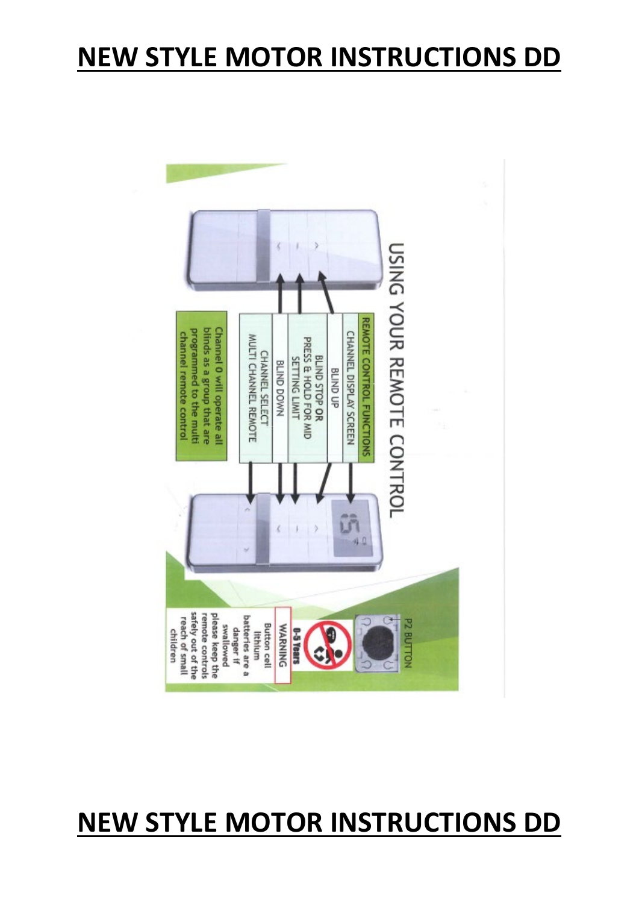# NEW STYLE MOTOR INSTRUCTIONS DD

USING YOUR REMOTE CONTROL

REMOTE CONTROL FUNCTIONS

CHANNEL DISPLAY SCREEN

BLIND UP

BLIND STOP OR PRESS & HOLD FOR MID SETTING LIMIT

BLIND DOWN

CHANNEL SELECT MULTI CHANNEL REMOTE

Channel 0 will operate all blinds as a group that are programmed to the multi channel remote control

P2 BUTTON

0-5 Years

WARNING

Button cell lithium batteries are a danger if swallowed please keep the remote controls safely out of the reach of small children

# NEW STYLE MOTOR INSTRUCTIONS DD